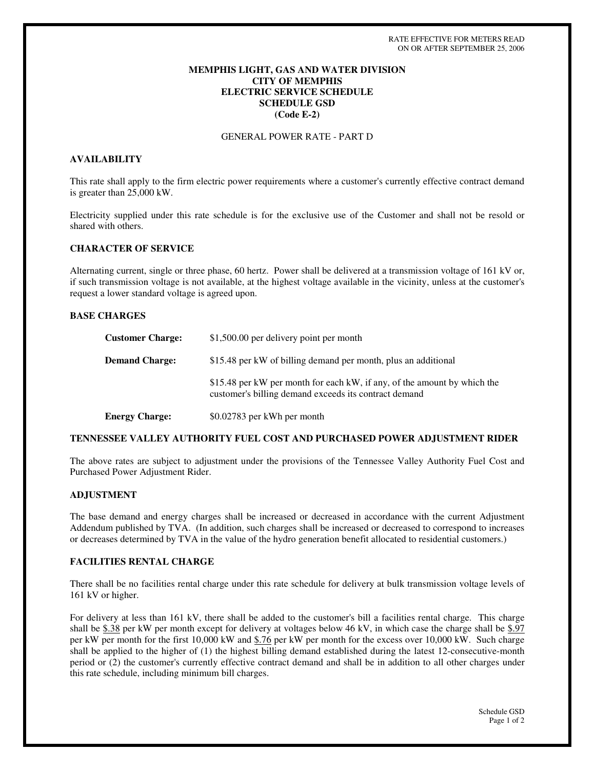RATE EFFECTIVE FOR METERS READ
ON OR AFTER SEPTEMBER 25, 2006

# MEMPHIS LIGHT, GAS AND WATER DIVISION
# CITY OF MEMPHIS
# ELECTRIC SERVICE SCHEDULE
# SCHEDULE GSD
# (Code E-2)

GENERAL POWER RATE - PART D

## AVAILABILITY

This rate shall apply to the firm electric power requirements where a customer's currently effective contract demand is greater than 25,000 kW.

Electricity supplied under this rate schedule is for the exclusive use of the Customer and shall not be resold or shared with others.

## CHARACTER OF SERVICE

Alternating current, single or three phase, 60 hertz. Power shall be delivered at a transmission voltage of 161 kV or, if such transmission voltage is not available, at the highest voltage available in the vicinity, unless at the customer's request a lower standard voltage is agreed upon.

## BASE CHARGES

| | |
|---|---|
| **Customer Charge:** | $1,500.00 per delivery point per month |
| **Demand Charge:** | $15.48 per kW of billing demand per month, plus an additional |
| | $15.48 per kW per month for each kW, if any, of the amount by which the customer's billing demand exceeds its contract demand |
| **Energy Charge:** | $0.02783 per kWh per month |

## TENNESSEE VALLEY AUTHORITY FUEL COST AND PURCHASED POWER ADJUSTMENT RIDER

The above rates are subject to adjustment under the provisions of the Tennessee Valley Authority Fuel Cost and Purchased Power Adjustment Rider.

## ADJUSTMENT

The base demand and energy charges shall be increased or decreased in accordance with the current Adjustment Addendum published by TVA. (In addition, such charges shall be increased or decreased to correspond to increases or decreases determined by TVA in the value of the hydro generation benefit allocated to residential customers.)

## FACILITIES RENTAL CHARGE

There shall be no facilities rental charge under this rate schedule for delivery at bulk transmission voltage levels of 161 kV or higher.

For delivery at less than 161 kV, there shall be added to the customer's bill a facilities rental charge. This charge shall be $.38 per kW per month except for delivery at voltages below 46 kV, in which case the charge shall be $.97 per kW per month for the first 10,000 kW and $.76 per kW per month for the excess over 10,000 kW. Such charge shall be applied to the higher of (1) the highest billing demand established during the latest 12-consecutive-month period or (2) the customer's currently effective contract demand and shall be in addition to all other charges under this rate schedule, including minimum bill charges.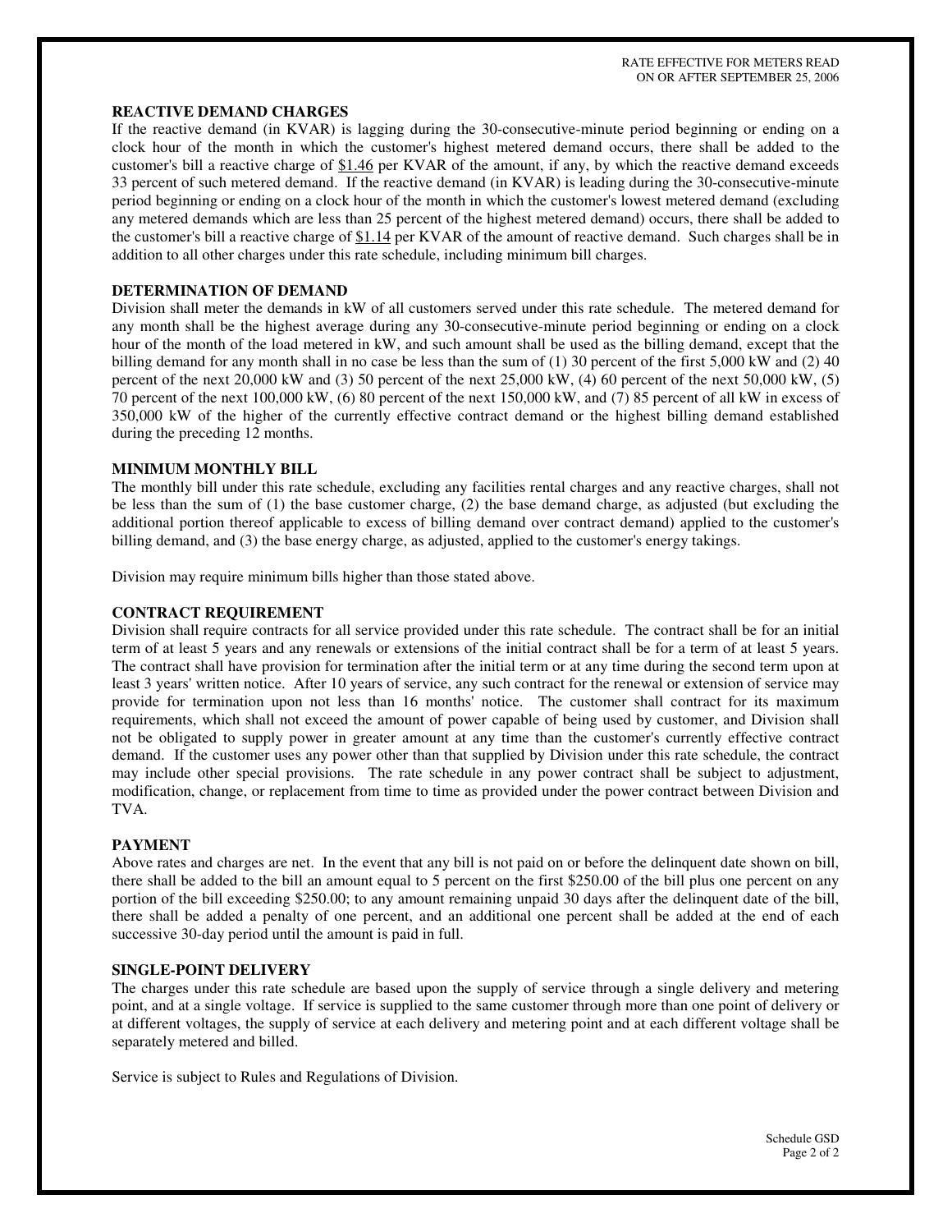RATE EFFECTIVE FOR METERS READ
ON OR AFTER SEPTEMBER 25, 2006

**REACTIVE DEMAND CHARGES**

If the reactive demand (in KVAR) is lagging during the 30-consecutive-minute period beginning or ending on a clock hour of the month in which the customer's highest metered demand occurs, there shall be added to the customer's bill a reactive charge of $1.46 per KVAR of the amount, if any, by which the reactive demand exceeds 33 percent of such metered demand. If the reactive demand (in KVAR) is leading during the 30-consecutive-minute period beginning or ending on a clock hour of the month in which the customer's lowest metered demand (excluding any metered demands which are less than 25 percent of the highest metered demand) occurs, there shall be added to the customer's bill a reactive charge of $1.14 per KVAR of the amount of reactive demand. Such charges shall be in addition to all other charges under this rate schedule, including minimum bill charges.

**DETERMINATION OF DEMAND**

Division shall meter the demands in kW of all customers served under this rate schedule. The metered demand for any month shall be the highest average during any 30-consecutive-minute period beginning or ending on a clock hour of the month of the load metered in kW, and such amount shall be used as the billing demand, except that the billing demand for any month shall in no case be less than the sum of (1) 30 percent of the first 5,000 kW and (2) 40 percent of the next 20,000 kW and (3) 50 percent of the next 25,000 kW, (4) 60 percent of the next 50,000 kW, (5) 70 percent of the next 100,000 kW, (6) 80 percent of the next 150,000 kW, and (7) 85 percent of all kW in excess of 350,000 kW of the higher of the currently effective contract demand or the highest billing demand established during the preceding 12 months.

**MINIMUM MONTHLY BILL**

The monthly bill under this rate schedule, excluding any facilities rental charges and any reactive charges, shall not be less than the sum of (1) the base customer charge, (2) the base demand charge, as adjusted (but excluding the additional portion thereof applicable to excess of billing demand over contract demand) applied to the customer's billing demand, and (3) the base energy charge, as adjusted, applied to the customer's energy takings.

Division may require minimum bills higher than those stated above.

**CONTRACT REQUIREMENT**

Division shall require contracts for all service provided under this rate schedule. The contract shall be for an initial term of at least 5 years and any renewals or extensions of the initial contract shall be for a term of at least 5 years. The contract shall have provision for termination after the initial term or at any time during the second term upon at least 3 years' written notice. After 10 years of service, any such contract for the renewal or extension of service may provide for termination upon not less than 16 months' notice. The customer shall contract for its maximum requirements, which shall not exceed the amount of power capable of being used by customer, and Division shall not be obligated to supply power in greater amount at any time than the customer's currently effective contract demand. If the customer uses any power other than that supplied by Division under this rate schedule, the contract may include other special provisions. The rate schedule in any power contract shall be subject to adjustment, modification, change, or replacement from time to time as provided under the power contract between Division and TVA.

**PAYMENT**

Above rates and charges are net. In the event that any bill is not paid on or before the delinquent date shown on bill, there shall be added to the bill an amount equal to 5 percent on the first $250.00 of the bill plus one percent on any portion of the bill exceeding $250.00; to any amount remaining unpaid 30 days after the delinquent date of the bill, there shall be added a penalty of one percent, and an additional one percent shall be added at the end of each successive 30-day period until the amount is paid in full.

**SINGLE-POINT DELIVERY**

The charges under this rate schedule are based upon the supply of service through a single delivery and metering point, and at a single voltage. If service is supplied to the same customer through more than one point of delivery or at different voltages, the supply of service at each delivery and metering point and at each different voltage shall be separately metered and billed.

Service is subject to Rules and Regulations of Division.

Schedule GSD